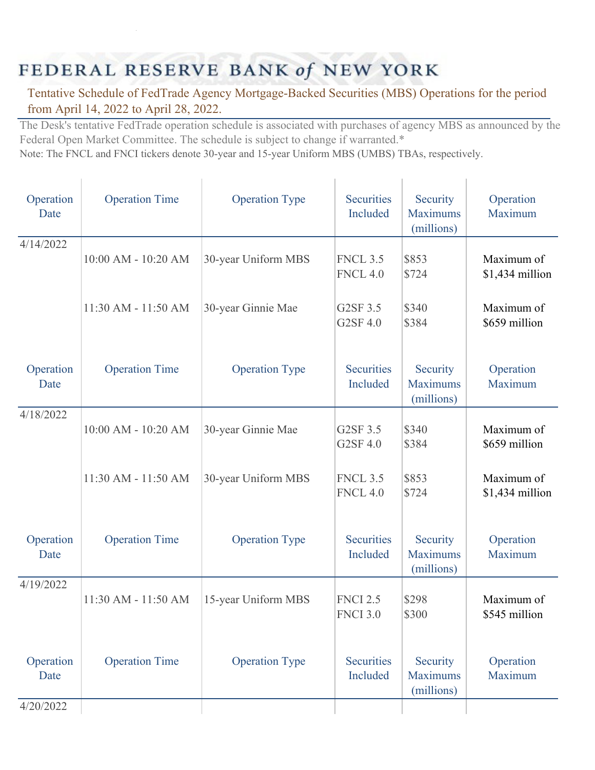# FEDERAL RESERVE BANK of NEW YORK

## Tentative Schedule of FedTrade Agency Mortgage-Backed Securities (MBS) Operations for the period from April 14, 2022 to April 28, 2022.

The Desk's tentative FedTrade operation schedule is associated with purchases of agency MBS as announced by the Federal Open Market Committee. The schedule is subject to change if warranted.*

Note: The FNCL and FNCI tickers denote 30-year and 15-year Uniform MBS (UMBS) TBAs, respectively.

| Operation Date | Operation Time | Operation Type | Securities Included | Security Maximums (millions) | Operation Maximum |
|---|---|---|---|---|---|
| 4/14/2022 | | | | | |
| | 10:00 AM - 10:20 AM | 30-year Uniform MBS | FNCL 3.5<br>FNCL 4.0 | $853<br>$724 | Maximum of $1,434 million |
| | 11:30 AM - 11:50 AM | 30-year Ginnie Mae | G2SF 3.5<br>G2SF 4.0 | $340<br>$384 | Maximum of $659 million |

| Operation Date | Operation Time | Operation Type | Securities Included | Security Maximums (millions) | Operation Maximum |
|---|---|---|---|---|---|
| 4/18/2022 | | | | | |
| | 10:00 AM - 10:20 AM | 30-year Ginnie Mae | G2SF 3.5<br>G2SF 4.0 | $340<br>$384 | Maximum of $659 million |
| | 11:30 AM - 11:50 AM | 30-year Uniform MBS | FNCL 3.5<br>FNCL 4.0 | $853<br>$724 | Maximum of $1,434 million |

| Operation Date | Operation Time | Operation Type | Securities Included | Security Maximums (millions) | Operation Maximum |
|---|---|---|---|---|---|
| 4/19/2022 | | | | | |
| | 11:30 AM - 11:50 AM | 15-year Uniform MBS | FNCI 2.5<br>FNCI 3.0 | $298<br>$300 | Maximum of $545 million |

| Operation Date | Operation Time | Operation Type | Securities Included | Security Maximums (millions) | Operation Maximum |
|---|---|---|---|---|---|
| 4/20/2022 | | | | | |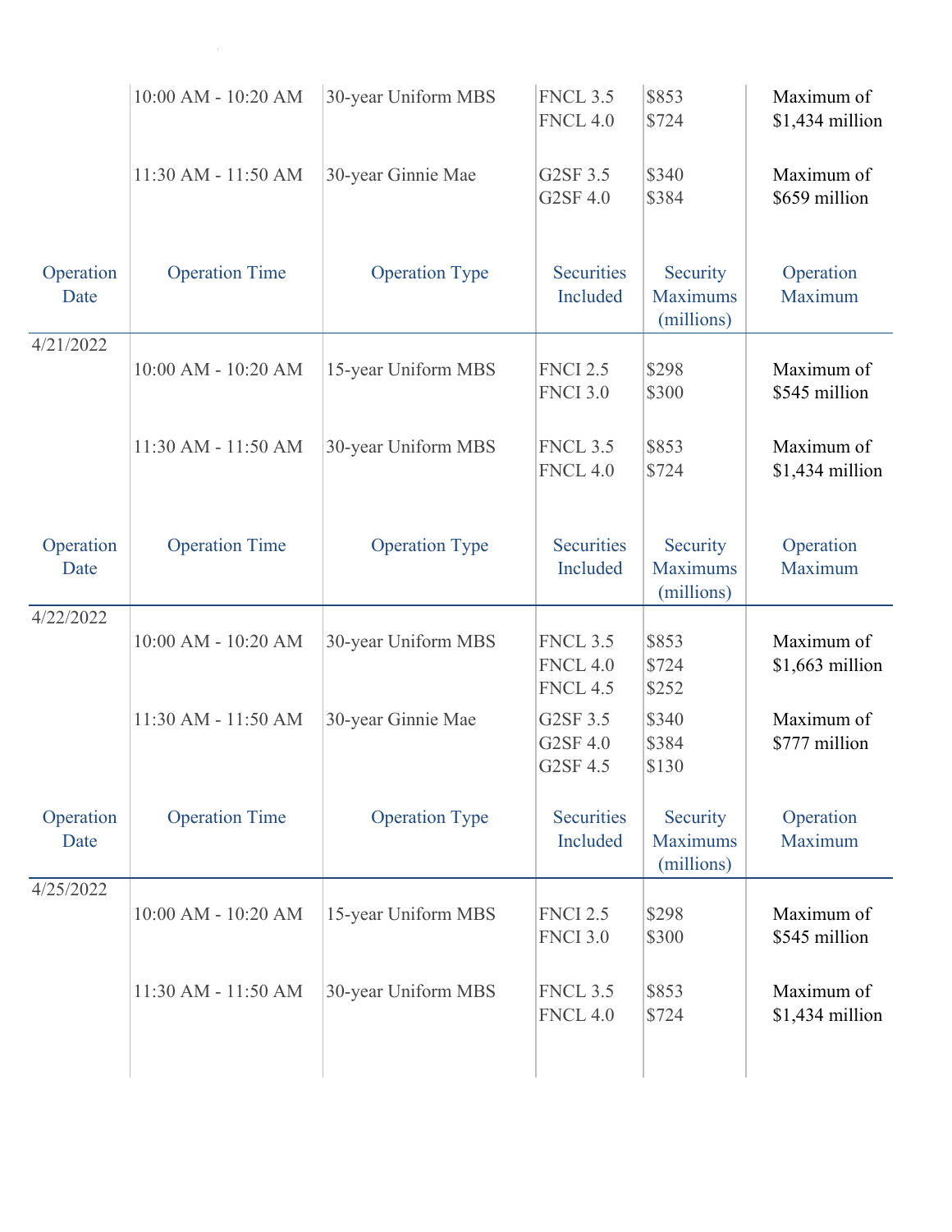| Operation Date | Operation Time | Operation Type | Securities Included | Security Maximums (millions) | Operation Maximum |
|---|---|---|---|---|---|
| | 10:00 AM - 10:20 AM | 30-year Uniform MBS | FNCL 3.5<br>FNCL 4.0 | \$853<br>\$724 | Maximum of \$1,434 million |
| | 11:30 AM - 11:50 AM | 30-year Ginnie Mae | G2SF 3.5<br>G2SF 4.0 | \$340<br>\$384 | Maximum of \$659 million |

| Operation Date | Operation Time | Operation Type | Securities Included | Security Maximums (millions) | Operation Maximum |
|---|---|---|---|---|---|
| 4/21/2022 | | | | | |
| | 10:00 AM - 10:20 AM | 15-year Uniform MBS | FNCI 2.5<br>FNCI 3.0 | \$298<br>\$300 | Maximum of \$545 million |
| | 11:30 AM - 11:50 AM | 30-year Uniform MBS | FNCL 3.5<br>FNCL 4.0 | \$853<br>\$724 | Maximum of \$1,434 million |

| Operation Date | Operation Time | Operation Type | Securities Included | Security Maximums (millions) | Operation Maximum |
|---|---|---|---|---|---|
| 4/22/2022 | | | | | |
| | 10:00 AM - 10:20 AM | 30-year Uniform MBS | FNCL 3.5<br>FNCL 4.0<br>FNCL 4.5 | \$853<br>\$724<br>\$252 | Maximum of \$1,663 million |
| | 11:30 AM - 11:50 AM | 30-year Ginnie Mae | G2SF 3.5<br>G2SF 4.0<br>G2SF 4.5 | \$340<br>\$384<br>\$130 | Maximum of \$777 million |

| Operation Date | Operation Time | Operation Type | Securities Included | Security Maximums (millions) | Operation Maximum |
|---|---|---|---|---|---|
| 4/25/2022 | | | | | |
| | 10:00 AM - 10:20 AM | 15-year Uniform MBS | FNCI 2.5<br>FNCI 3.0 | \$298<br>\$300 | Maximum of \$545 million |
| | 11:30 AM - 11:50 AM | 30-year Uniform MBS | FNCL 3.5<br>FNCL 4.0 | \$853<br>\$724 | Maximum of \$1,434 million |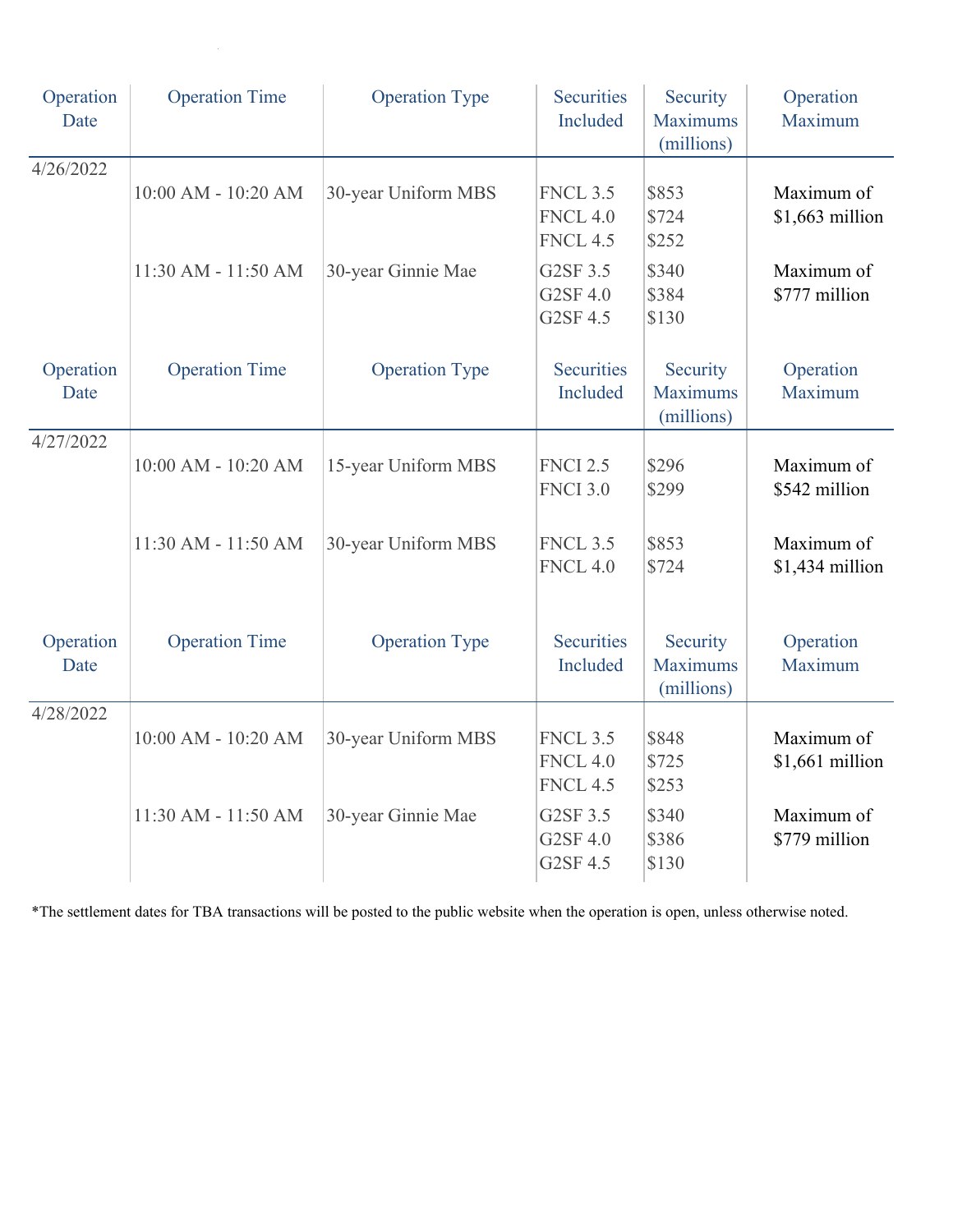| Operation Date | Operation Time | Operation Type | Securities Included | Security Maximums (millions) | Operation Maximum |
|---|---|---|---|---|---|
| 4/26/2022 | | | | | |
| | 10:00 AM - 10:20 AM | 30-year Uniform MBS | FNCL 3.5<br>FNCL 4.0<br>FNCL 4.5 | $853<br>$724<br>$252 | Maximum of $1,663 million |
| | 11:30 AM - 11:50 AM | 30-year Ginnie Mae | G2SF 3.5<br>G2SF 4.0<br>G2SF 4.5 | $340<br>$384<br>$130 | Maximum of $777 million |

| Operation Date | Operation Time | Operation Type | Securities Included | Security Maximums (millions) | Operation Maximum |
|---|---|---|---|---|---|
| 4/27/2022 | | | | | |
| | 10:00 AM - 10:20 AM | 15-year Uniform MBS | FNCI 2.5<br>FNCI 3.0 | $296<br>$299 | Maximum of $542 million |
| | 11:30 AM - 11:50 AM | 30-year Uniform MBS | FNCL 3.5<br>FNCL 4.0 | $853<br>$724 | Maximum of $1,434 million |

| Operation Date | Operation Time | Operation Type | Securities Included | Security Maximums (millions) | Operation Maximum |
|---|---|---|---|---|---|
| 4/28/2022 | | | | | |
| | 10:00 AM - 10:20 AM | 30-year Uniform MBS | FNCL 3.5<br>FNCL 4.0<br>FNCL 4.5 | $848<br>$725<br>$253 | Maximum of $1,661 million |
| | 11:30 AM - 11:50 AM | 30-year Ginnie Mae | G2SF 3.5<br>G2SF 4.0<br>G2SF 4.5 | $340<br>$386<br>$130 | Maximum of $779 million |

*The settlement dates for TBA transactions will be posted to the public website when the operation is open, unless otherwise noted.